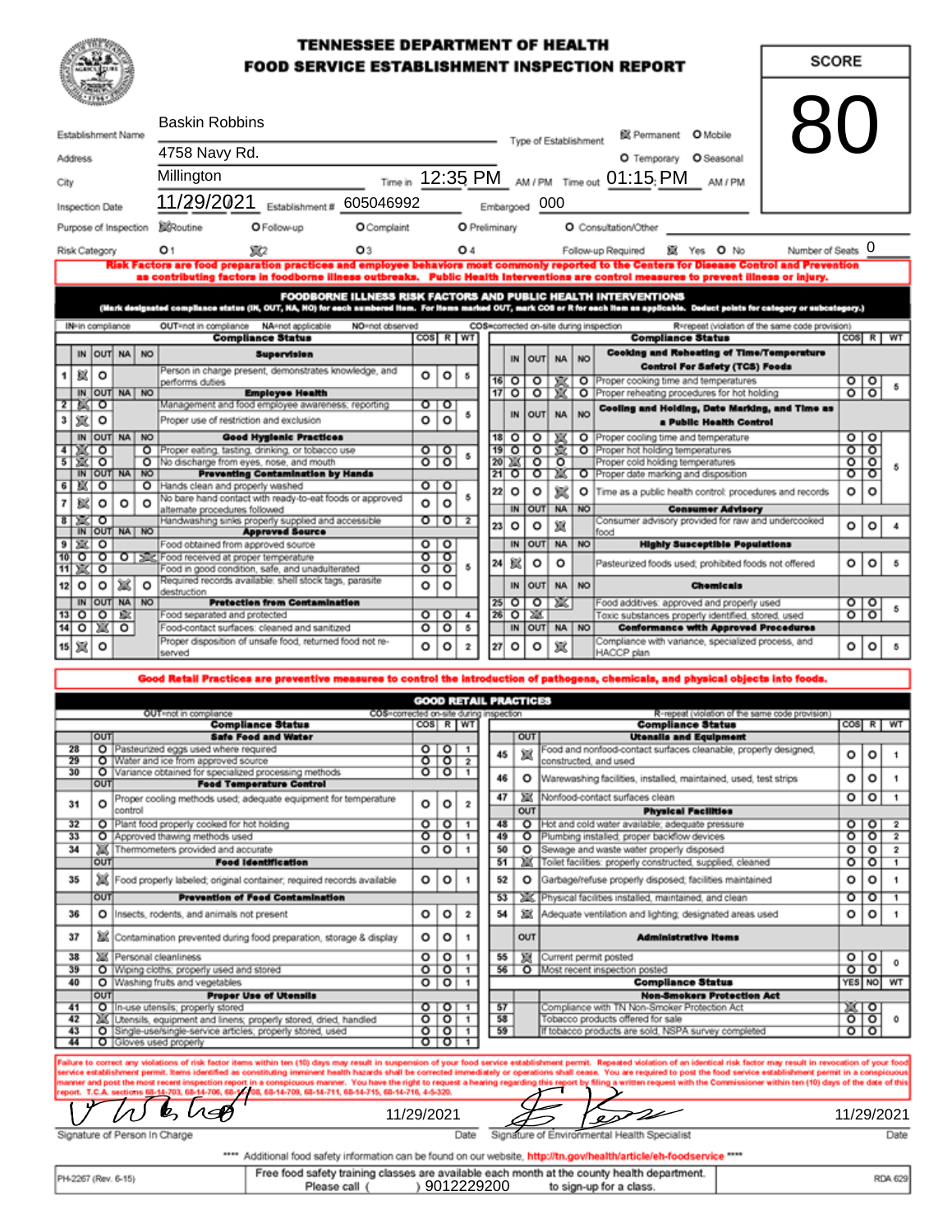# TENNESSEE DEPARTMENT OF HEALTH
## FOOD SERVICE ESTABLISHMENT INSPECTION REPORT

**SCORE: 80**

| | |
|---|---|
| Establishment Name | Baskin Robbins |
| Type of Establishment | ☒ Permanent ○ Mobile ○ Temporary ○ Seasonal |
| Address | 4758 Navy Rd. |
| City | Millington |
| Time in | 12:35 PM |
| Time out | 01:15 PM |
| Inspection Date | 11/29/2021 |
| Establishment # | 605046992 |
| Embargoed | 000 |
| Purpose of Inspection | ☒ Routine ○ Follow-up ○ Complaint ○ Preliminary ○ Consultation/Other |
| Risk Category | ○ 1 ☒ 2 ○ 3 ○ 4 |
| Follow-up Required | ☒ Yes ○ No |
| Number of Seats | 0 |

**Risk Factors are food preparation practices and employee behaviors most commonly reported to the Centers for Disease Control and Prevention as contributing factors in foodborne illness outbreaks. Public Health Interventions are control measures to prevent illness or injury.**

## FOODBORNE ILLNESS RISK FACTORS AND PUBLIC HEALTH INTERVENTIONS

(Mark designated compliance status (IN, OUT, NA, NO) for each numbered item. For items marked OUT, mark COS or R for each item as applicable. Deduct points for category or subcategory.)

IN=in compliance OUT=not in compliance NA=not applicable NO=not observed COS=corrected on-site during inspection R=repeat (violation of the same code provision)

| # | IN | OUT | NA | NO | Compliance Status | COS | R | WT |
|---|---|---|---|---|---|---|---|---|
| | | | | | **Supervision** | | | |
| 1 | ☒ | ○ | | | Person in charge present, demonstrates knowledge, and performs duties | ○ | ○ | 5 |
| | | | | | **Employee Health** | | | |
| 2 | ☒ | ○ | | | Management and food employee awareness; reporting | ○ | ○ | 5 |
| 3 | ☒ | ○ | | | Proper use of restriction and exclusion | ○ | ○ | |
| | | | | | **Good Hygienic Practices** | | | |
| 4 | ☒ | ○ | | ○ | Proper eating, tasting, drinking, or tobacco use | ○ | ○ | 5 |
| 5 | ☒ | ○ | | ○ | No discharge from eyes, nose, and mouth | ○ | ○ | |
| | | | | | **Preventing Contamination by Hands** | | | |
| 6 | ☒ | ○ | | ○ | Hands clean and properly washed | ○ | ○ | 5 |
| 7 | ☒ | ○ | ○ | ○ | No bare hand contact with ready-to-eat foods or approved alternate procedures followed | ○ | ○ | |
| 8 | ☒ | ○ | | | Handwashing sinks properly supplied and accessible | ○ | ○ | 2 |
| | | | | | **Approved Source** | | | |
| 9 | ☒ | ○ | | | Food obtained from approved source | ○ | ○ | 5 |
| 10 | ○ | ○ | ○ | ☒ | Food received at proper temperature | ○ | ○ | |
| 11 | ☒ | ○ | | | Food in good condition, safe, and unadulterated | ○ | ○ | |
| 12 | ○ | ○ | ☒ | ○ | Required records available: shell stock tags, parasite destruction | ○ | ○ | |
| | | | | | **Protection from Contamination** | | | |
| 13 | ○ | ○ | ☒ | | Food separated and protected | ○ | ○ | 4 |
| 14 | ○ | ☒ | ○ | | Food-contact surfaces: cleaned and sanitized | ○ | ○ | 5 |
| 15 | ☒ | ○ | | | Proper disposition of unsafe food, returned food not re-served | ○ | ○ | 2 |
| | | | | | **Cooking and Reheating of Time/Temperature Control For Safety (TCS) Foods** | | | |
| 16 | ○ | ○ | ☒ | ○ | Proper cooking time and temperatures | ○ | ○ | 5 |
| 17 | ○ | ○ | ☒ | ○ | Proper reheating procedures for hot holding | ○ | ○ | |
| | | | | | **Cooling and Holding, Date Marking, and Time as a Public Health Control** | | | |
| 18 | ○ | ○ | ☒ | ○ | Proper cooling time and temperature | ○ | ○ | 5 |
| 19 | ○ | ○ | ☒ | ○ | Proper hot holding temperatures | ○ | ○ | |
| 20 | ☒ | ○ | ○ | | Proper cold holding temperatures | ○ | ○ | |
| 21 | ○ | ○ | ☒ | ○ | Proper date marking and disposition | ○ | ○ | |
| 22 | ○ | ○ | ☒ | ○ | Time as a public health control: procedures and records | ○ | ○ | |
| | | | | | **Consumer Advisory** | | | |
| 23 | ○ | ○ | ☒ | | Consumer advisory provided for raw and undercooked food | ○ | ○ | 4 |
| | | | | | **Highly Susceptible Populations** | | | |
| 24 | ☒ | ○ | ○ | | Pasteurized foods used; prohibited foods not offered | ○ | ○ | 5 |
| | | | | | **Chemicals** | | | |
| 25 | ○ | ○ | ☒ | | Food additives: approved and properly used | ○ | ○ | 5 |
| 26 | ○ | ☒ | | | Toxic substances properly identified, stored, used | ○ | ○ | |
| | | | | | **Conformance with Approved Procedures** | | | |
| 27 | ○ | ○ | ☒ | | Compliance with variance, specialized process, and HACCP plan | ○ | ○ | 5 |

**Good Retail Practices are preventive measures to control the introduction of pathogens, chemicals, and physical objects into foods.**

## GOOD RETAIL PRACTICES

OUT=not in compliance COS=corrected on-site during inspection R=repeat (violation of the same code provision)

| # | OUT | Compliance Status | COS | R | WT |
|---|---|---|---|---|---|
| | | **Safe Food and Water** | | | |
| 28 | ○ | Pasteurized eggs used where required | ○ | ○ | 1 |
| 29 | ○ | Water and ice from approved source | ○ | ○ | 2 |
| 30 | ○ | Variance obtained for specialized processing methods | ○ | ○ | 1 |
| | | **Food Temperature Control** | | | |
| 31 | ○ | Proper cooling methods used; adequate equipment for temperature control | ○ | ○ | 2 |
| 32 | ○ | Plant food properly cooked for hot holding | ○ | ○ | 1 |
| 33 | ○ | Approved thawing methods used | ○ | ○ | 1 |
| 34 | ☒ | Thermometers provided and accurate | ○ | ○ | 1 |
| | | **Food Identification** | | | |
| 35 | ☒ | Food properly labeled; original container; required records available | ○ | ○ | 1 |
| | | **Prevention of Food Contamination** | | | |
| 36 | ○ | Insects, rodents, and animals not present | ○ | ○ | 2 |
| 37 | ☒ | Contamination prevented during food preparation, storage & display | ○ | ○ | 1 |
| 38 | ☒ | Personal cleanliness | ○ | ○ | 1 |
| 39 | ○ | Wiping cloths; properly used and stored | ○ | ○ | 1 |
| 40 | ○ | Washing fruits and vegetables | ○ | ○ | 1 |
| | | **Proper Use of Utensils** | | | |
| 41 | ○ | In-use utensils; properly stored | ○ | ○ | 1 |
| 42 | ☒ | Utensils, equipment and linens; properly stored, dried, handled | ○ | ○ | 1 |
| 43 | ○ | Single-use/single-service articles; properly stored, used | ○ | ○ | 1 |
| 44 | ○ | Gloves used properly | ○ | ○ | 1 |
| | | **Utensils and Equipment** | | | |
| 45 | ☒ | Food and nonfood-contact surfaces cleanable, properly designed, constructed, and used | ○ | ○ | 1 |
| 46 | ○ | Warewashing facilities, installed, maintained, used, test strips | ○ | ○ | 1 |
| 47 | ☒ | Nonfood-contact surfaces clean | ○ | ○ | 1 |
| | | **Physical Facilities** | | | |
| 48 | ○ | Hot and cold water available; adequate pressure | ○ | ○ | 2 |
| 49 | ○ | Plumbing installed; proper backflow devices | ○ | ○ | 2 |
| 50 | ○ | Sewage and waste water properly disposed | ○ | ○ | 2 |
| 51 | ☒ | Toilet facilities: properly constructed, supplied, cleaned | ○ | ○ | 1 |
| 52 | ○ | Garbage/refuse properly disposed; facilities maintained | ○ | ○ | 1 |
| 53 | ☒ | Physical facilities installed, maintained, and clean | ○ | ○ | 1 |
| 54 | ☒ | Adequate ventilation and lighting; designated areas used | ○ | ○ | 1 |
| | | **Administrative Items** | | | |
| 55 | ☒ | Current permit posted | ○ | ○ | 0 |
| 56 | ○ | Most recent inspection posted | ○ | ○ | |

| # | Compliance Status | YES | NO | WT |
|---|---|---|---|---|
| | **Non-Smokers Protection Act** | | | |
| 57 | Compliance with TN Non-Smoker Protection Act | ☒ | ○ | 0 |
| 58 | Tobacco products offered for sale | ○ | ○ | |
| 59 | If tobacco products are sold, NSPA survey completed | ○ | ○ | |

Failure to correct any violations of risk factor items within ten (10) days may result in suspension of your food service establishment permit. Repeated violation of an identical risk factor may result in revocation of your food service establishment permit. Items identified as constituting imminent health hazards shall be corrected immediately or operations shall cease. You are required to post the food service establishment permit in a conspicuous manner and post the most recent inspection report in a conspicuous manner. You have the right to request a hearing regarding this report by filing a written request with the Commissioner within ten (10) days of the date of this report. T.C.A. sections 68-14-703, 68-14-706, 68-14-708, 68-14-709, 68-14-711, 68-14-715, 68-14-716, 4-5-320.

| Signature of Person In Charge | Date | Signature of Environmental Health Specialist | Date |
|---|---|---|---|
| (signature) | 11/29/2021 | (signature) | 11/29/2021 |

**** Additional food safety information can be found on our website, http://tn.gov/health/article/eh-foodservice ****

PH-2267 (Rev. 6-15) — Free food safety training classes are available each month at the county health department. Please call ( ) 9012229200 to sign-up for a class. — RDA 629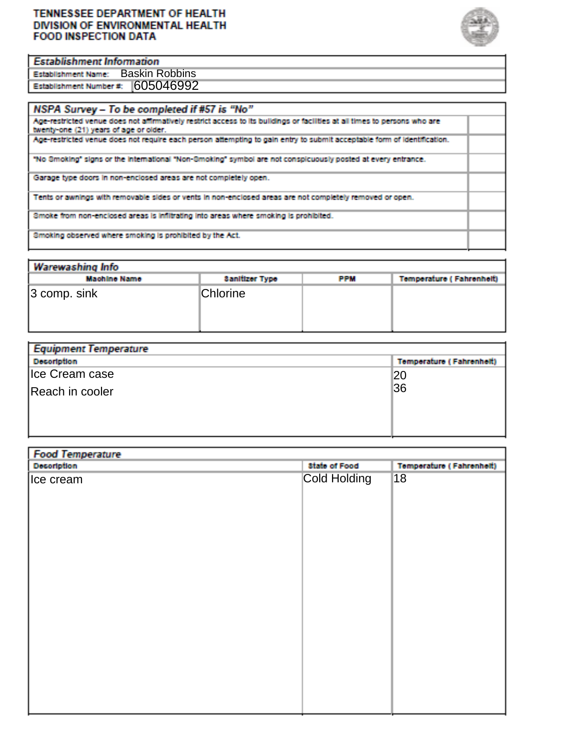# TENNESSEE DEPARTMENT OF HEALTH
## DIVISION OF ENVIRONMENTAL HEALTH
## FOOD INSPECTION DATA

| Establishment Information | |
|---|---|
| Establishment Name: | Baskin Robbins |
| Establishment Number #: | 605046992 |

| NSPA Survey – To be completed if #57 is "No" | |
|---|---|
| Age-restricted venue does not affirmatively restrict access to its buildings or facilities at all times to persons who are twenty-one (21) years of age or older. | |
| Age-restricted venue does not require each person attempting to gain entry to submit acceptable form of identification. | |
| "No Smoking" signs or the international "Non-Smoking" symbol are not conspicuously posted at every entrance. | |
| Garage type doors in non-enclosed areas are not completely open. | |
| Tents or awnings with removable sides or vents in non-enclosed areas are not completely removed or open. | |
| Smoke from non-enclosed areas is infiltrating into areas where smoking is prohibited. | |
| Smoking observed where smoking is prohibited by the Act. | |

**Warewashing Info**

| Machine Name | Sanitizer Type | PPM | Temperature ( Fahrenheit) |
|---|---|---|---|
| 3 comp. sink | Chlorine | | |

**Equipment Temperature**

| Description | Temperature ( Fahrenheit) |
|---|---|
| Ice Cream case | 20 |
| Reach in cooler | 36 |

**Food Temperature**

| Description | State of Food | Temperature ( Fahrenheit) |
|---|---|---|
| Ice cream | Cold Holding | 18 |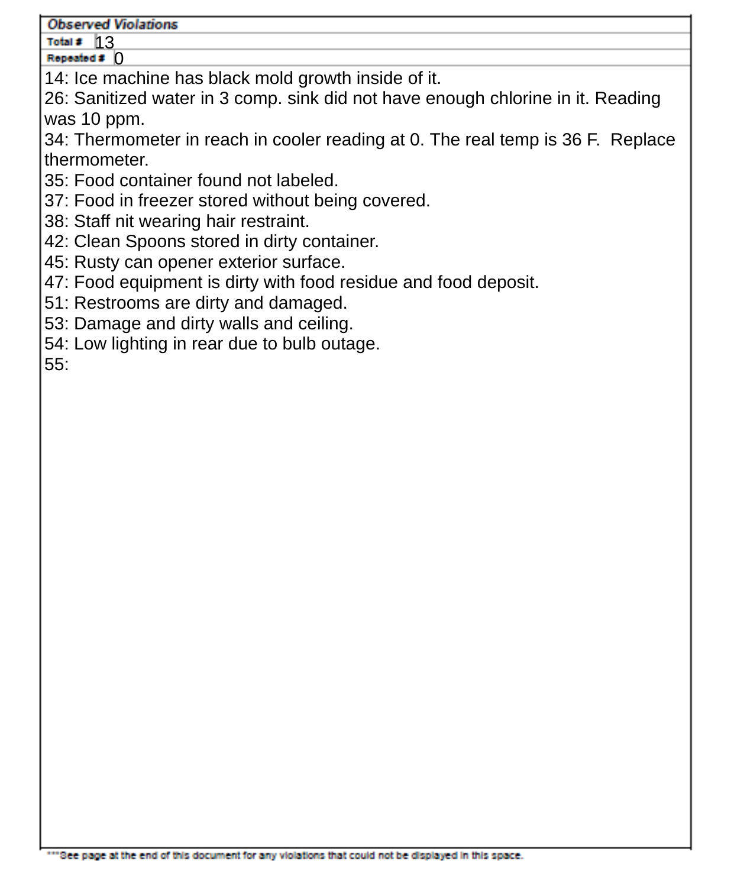## Observed Violations

**Total #** 13

**Repeated #** 0

14: Ice machine has black mold growth inside of it.
26: Sanitized water in 3 comp. sink did not have enough chlorine in it. Reading was 10 ppm.
34: Thermometer in reach in cooler reading at 0. The real temp is 36 F. Replace thermometer.
35: Food container found not labeled.
37: Food in freezer stored without being covered.
38: Staff nit wearing hair restraint.
42: Clean Spoons stored in dirty container.
45: Rusty can opener exterior surface.
47: Food equipment is dirty with food residue and food deposit.
51: Restrooms are dirty and damaged.
53: Damage and dirty walls and ceiling.
54: Low lighting in rear due to bulb outage.
55:

***See page at the end of this document for any violations that could not be displayed in this space.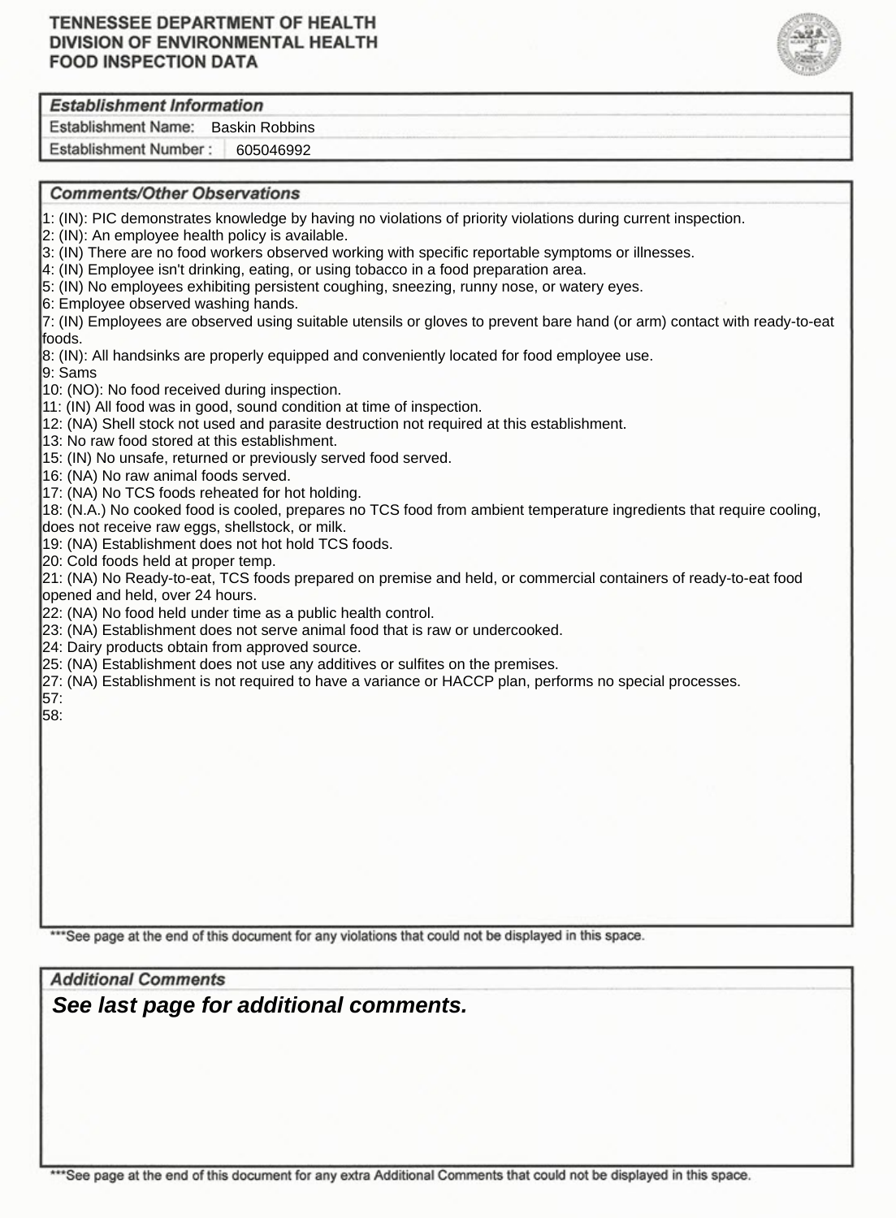# TENNESSEE DEPARTMENT OF HEALTH
# DIVISION OF ENVIRONMENTAL HEALTH
# FOOD INSPECTION DATA

## Establishment Information

| | |
|---|---|
| Establishment Name: | Baskin Robbins |
| Establishment Number : | 605046992 |

## Comments/Other Observations

1: (IN): PIC demonstrates knowledge by having no violations of priority violations during current inspection.
2: (IN): An employee health policy is available.
3: (IN) There are no food workers observed working with specific reportable symptoms or illnesses.
4: (IN) Employee isn't drinking, eating, or using tobacco in a food preparation area.
5: (IN) No employees exhibiting persistent coughing, sneezing, runny nose, or watery eyes.
6: Employee observed washing hands.
7: (IN) Employees are observed using suitable utensils or gloves to prevent bare hand (or arm) contact with ready-to-eat foods.
8: (IN): All handsinks are properly equipped and conveniently located for food employee use.
9: Sams
10: (NO): No food received during inspection.
11: (IN) All food was in good, sound condition at time of inspection.
12: (NA) Shell stock not used and parasite destruction not required at this establishment.
13: No raw food stored at this establishment.
15: (IN) No unsafe, returned or previously served food served.
16: (NA) No raw animal foods served.
17: (NA) No TCS foods reheated for hot holding.
18: (N.A.) No cooked food is cooled, prepares no TCS food from ambient temperature ingredients that require cooling, does not receive raw eggs, shellstock, or milk.
19: (NA) Establishment does not hot hold TCS foods.
20: Cold foods held at proper temp.
21: (NA) No Ready-to-eat, TCS foods prepared on premise and held, or commercial containers of ready-to-eat food opened and held, over 24 hours.
22: (NA) No food held under time as a public health control.
23: (NA) Establishment does not serve animal food that is raw or undercooked.
24: Dairy products obtain from approved source.
25: (NA) Establishment does not use any additives or sulfites on the premises.
27: (NA) Establishment is not required to have a variance or HACCP plan, performs no special processes.
57:
58:

***See page at the end of this document for any violations that could not be displayed in this space.

## Additional Comments

***See last page for additional comments.***

***See page at the end of this document for any extra Additional Comments that could not be displayed in this space.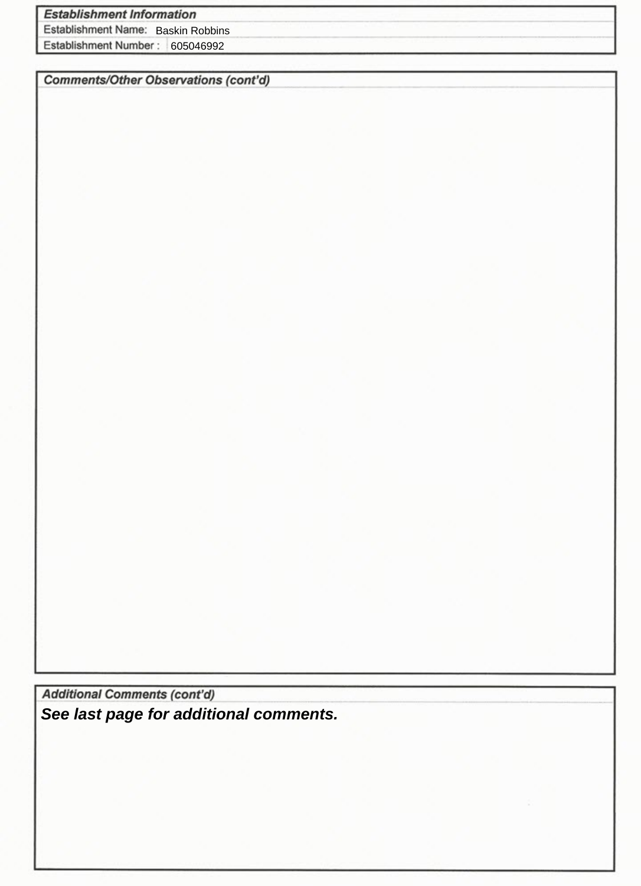### Establishment Information

| | |
|---|---|
| Establishment Name: | Baskin Robbins |
| Establishment Number : | 605046992 |

### Comments/Other Observations (cont'd)

### Additional Comments (cont'd)

***See last page for additional comments.***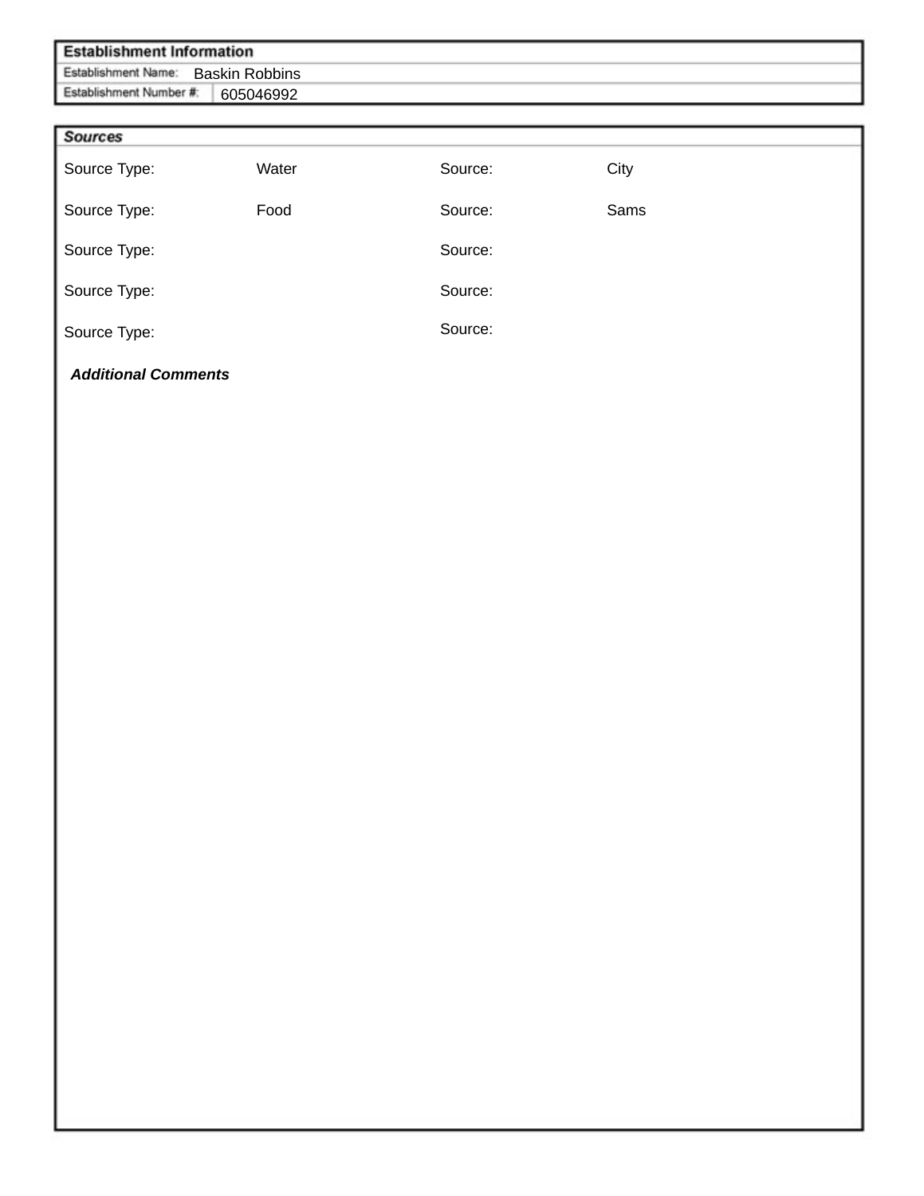## Establishment Information

| | |
|---|---|
| Establishment Name: | Baskin Robbins |
| Establishment Number #: | 605046992 |

## *Sources*

| | | | |
|---|---|---|---|
| Source Type: | Water | Source: | City |
| Source Type: | Food | Source: | Sams |
| Source Type: | | Source: | |
| Source Type: | | Source: | |
| Source Type: | | Source: | |

***Additional Comments***